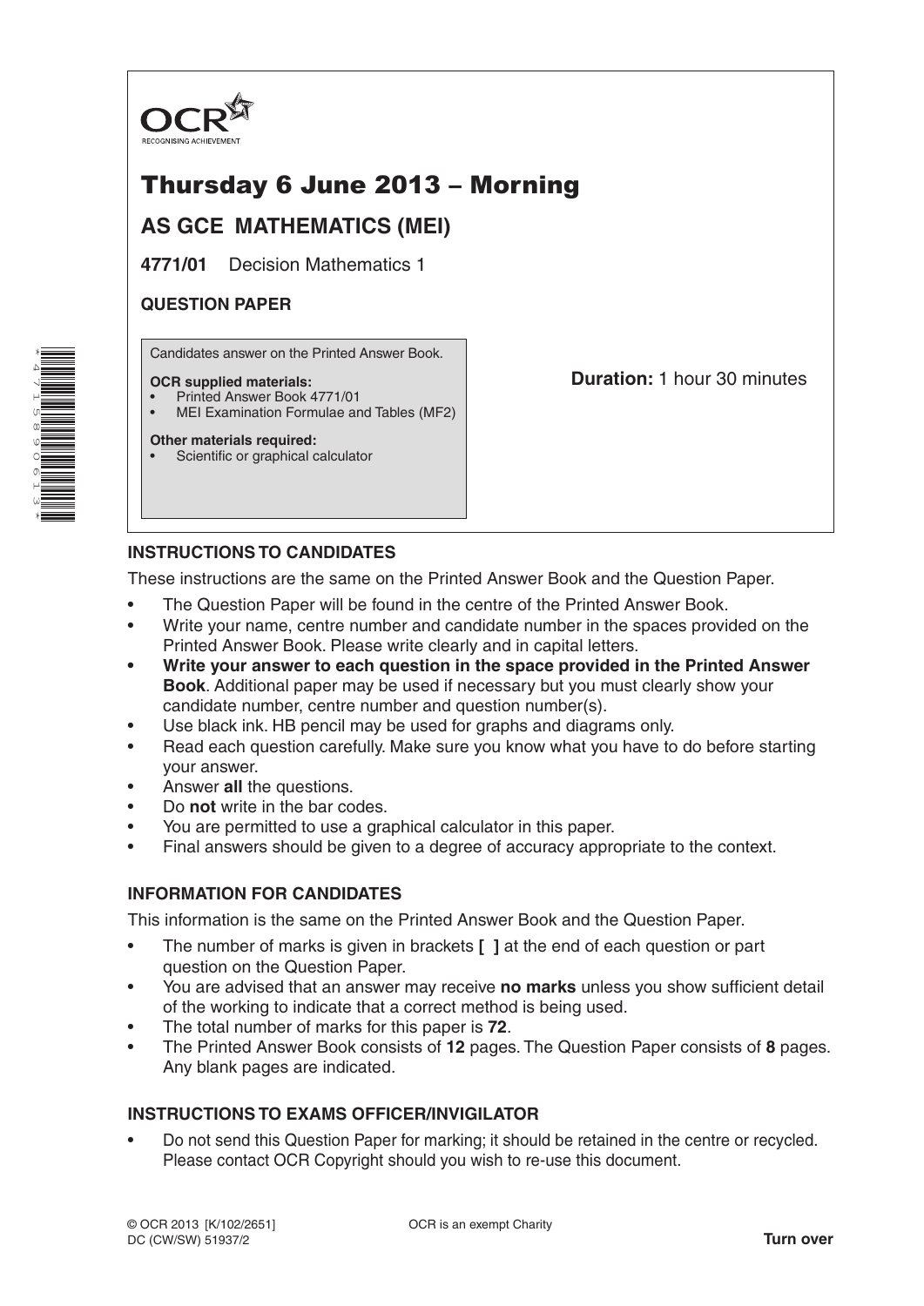OCR
RECOGNISING ACHIEVEMENT

# Thursday 6 June 2013 – Morning

## AS GCE MATHEMATICS (MEI)

**4771/01** Decision Mathematics 1

**QUESTION PAPER**

Candidates answer on the Printed Answer Book.

**OCR supplied materials:**
- Printed Answer Book 4771/01
- MEI Examination Formulae and Tables (MF2)

**Other materials required:**
- Scientific or graphical calculator

**Duration:** 1 hour 30 minutes

### INSTRUCTIONS TO CANDIDATES

These instructions are the same on the Printed Answer Book and the Question Paper.

- The Question Paper will be found in the centre of the Printed Answer Book.
- Write your name, centre number and candidate number in the spaces provided on the Printed Answer Book. Please write clearly and in capital letters.
- **Write your answer to each question in the space provided in the Printed Answer Book**. Additional paper may be used if necessary but you must clearly show your candidate number, centre number and question number(s).
- Use black ink. HB pencil may be used for graphs and diagrams only.
- Read each question carefully. Make sure you know what you have to do before starting your answer.
- Answer **all** the questions.
- Do **not** write in the bar codes.
- You are permitted to use a graphical calculator in this paper.
- Final answers should be given to a degree of accuracy appropriate to the context.

### INFORMATION FOR CANDIDATES

This information is the same on the Printed Answer Book and the Question Paper.

- The number of marks is given in brackets **[ ]** at the end of each question or part question on the Question Paper.
- You are advised that an answer may receive **no marks** unless you show sufficient detail of the working to indicate that a correct method is being used.
- The total number of marks for this paper is **72**.
- The Printed Answer Book consists of **12** pages. The Question Paper consists of **8** pages. Any blank pages are indicated.

### INSTRUCTIONS TO EXAMS OFFICER/INVIGILATOR

- Do not send this Question Paper for marking; it should be retained in the centre or recycled. Please contact OCR Copyright should you wish to re-use this document.

© OCR 2013 [K/102/2651]
DC (CW/SW) 51937/2

OCR is an exempt Charity

**Turn over**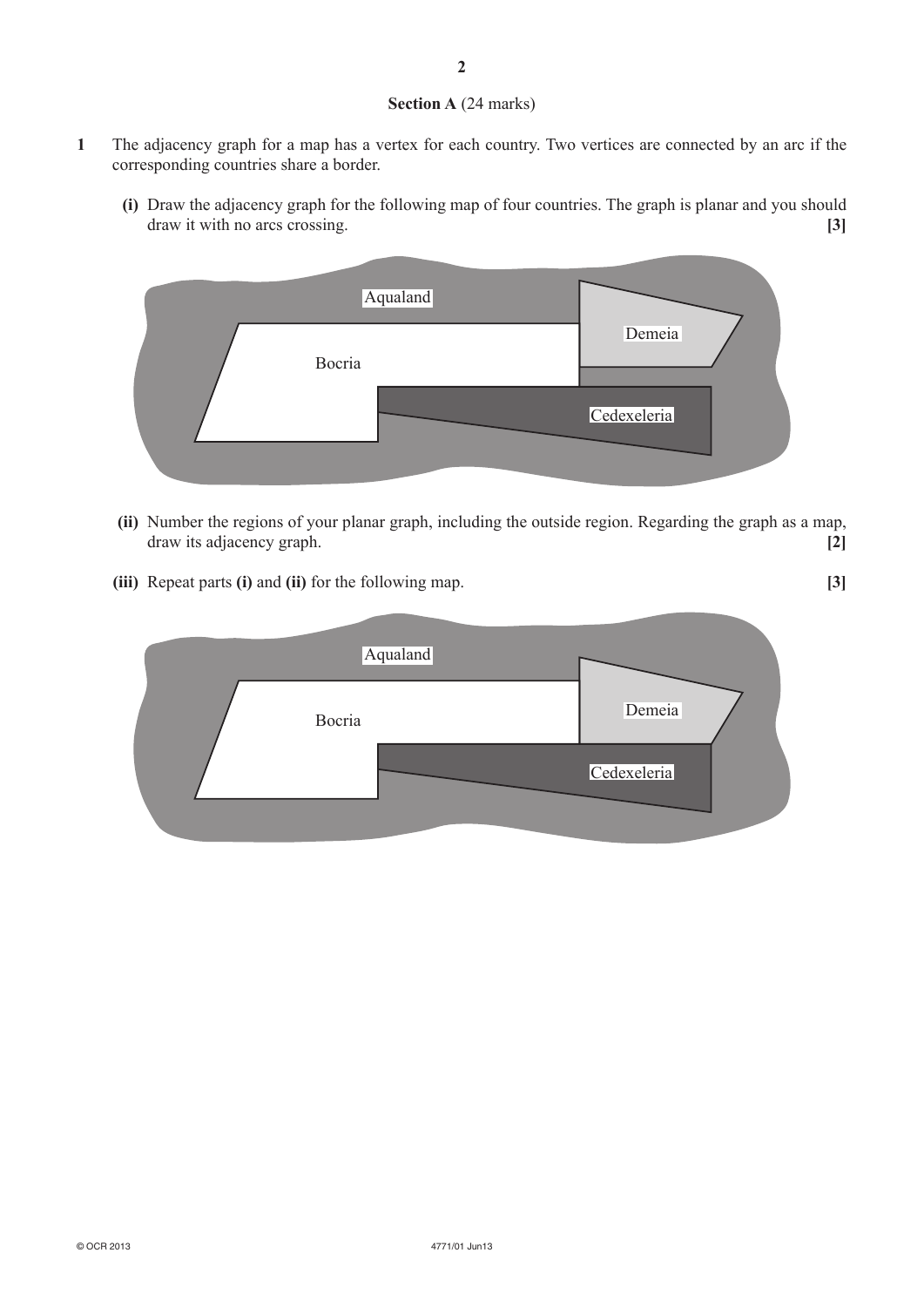## Section A (24 marks)

**1** The adjacency graph for a map has a vertex for each country. Two vertices are connected by an arc if the corresponding countries share a border.

**(i)** Draw the adjacency graph for the following map of four countries. The graph is planar and you should draw it with no arcs crossing. **[3]**

Aqualand

Demeia

Bocria

Cedexeleria

**(ii)** Number the regions of your planar graph, including the outside region. Regarding the graph as a map, draw its adjacency graph. **[2]**

**(iii)** Repeat parts **(i)** and **(ii)** for the following map. **[3]**

Aqualand

Demeia

Bocria

Cedexeleria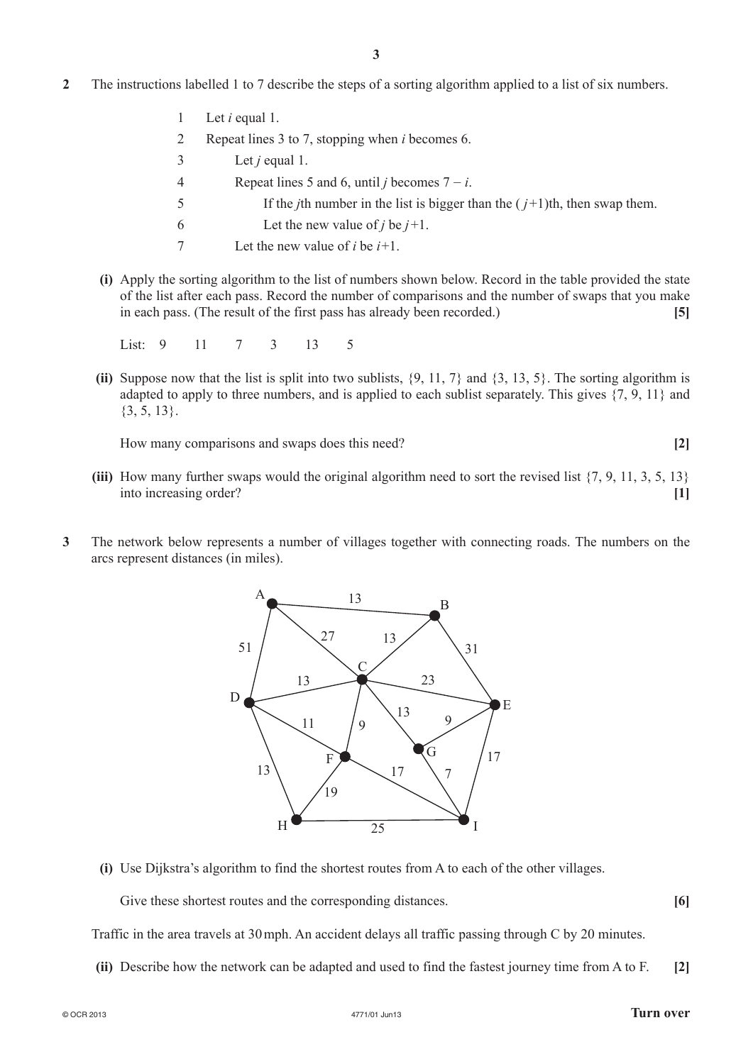**2** The instructions labelled 1 to 7 describe the steps of a sorting algorithm applied to a list of six numbers.

1 Let $i$ equal 1.
2 Repeat lines 3 to 7, stopping when $i$ becomes 6.
3 Let $j$ equal 1.
4 Repeat lines 5 and 6, until $j$ becomes $7 - i$.
5 If the $j$th number in the list is bigger than the $(j+1)$th, then swap them.
6 Let the new value of $j$ be $j+1$.
7 Let the new value of $i$ be $i+1$.

**(i)** Apply the sorting algorithm to the list of numbers shown below. Record in the table provided the state of the list after each pass. Record the number of comparisons and the number of swaps that you make in each pass. (The result of the first pass has already been recorded.) **[5]**

List: 9 11 7 3 13 5

**(ii)** Suppose now that the list is split into two sublists, {9, 11, 7} and {3, 13, 5}. The sorting algorithm is adapted to apply to three numbers, and is applied to each sublist separately. This gives {7, 9, 11} and {3, 5, 13}.

How many comparisons and swaps does this need? **[2]**

**(iii)** How many further swaps would the original algorithm need to sort the revised list {7, 9, 11, 3, 5, 13} into increasing order? **[1]**

**3** The network below represents a number of villages together with connecting roads. The numbers on the arcs represent distances (in miles).

| Arc | Distance |
|---|---|
| A–B | 13 |
| A–C | 27 |
| A–D | 51 |
| B–C | 13 |
| B–E | 31 |
| C–D | 13 |
| C–E | 23 |
| C–F | 9 |
| C–G | 13 |
| D–F | 11 |
| D–H | 13 |
| E–G | 9 |
| E–I | 17 |
| F–H | 19 |
| F–I | 17 |
| G–I | 7 |
| H–I | 25 |

**(i)** Use Dijkstra's algorithm to find the shortest routes from A to each of the other villages.

Give these shortest routes and the corresponding distances. **[6]**

Traffic in the area travels at 30 mph. An accident delays all traffic passing through C by 20 minutes.

**(ii)** Describe how the network can be adapted and used to find the fastest journey time from A to F. **[2]**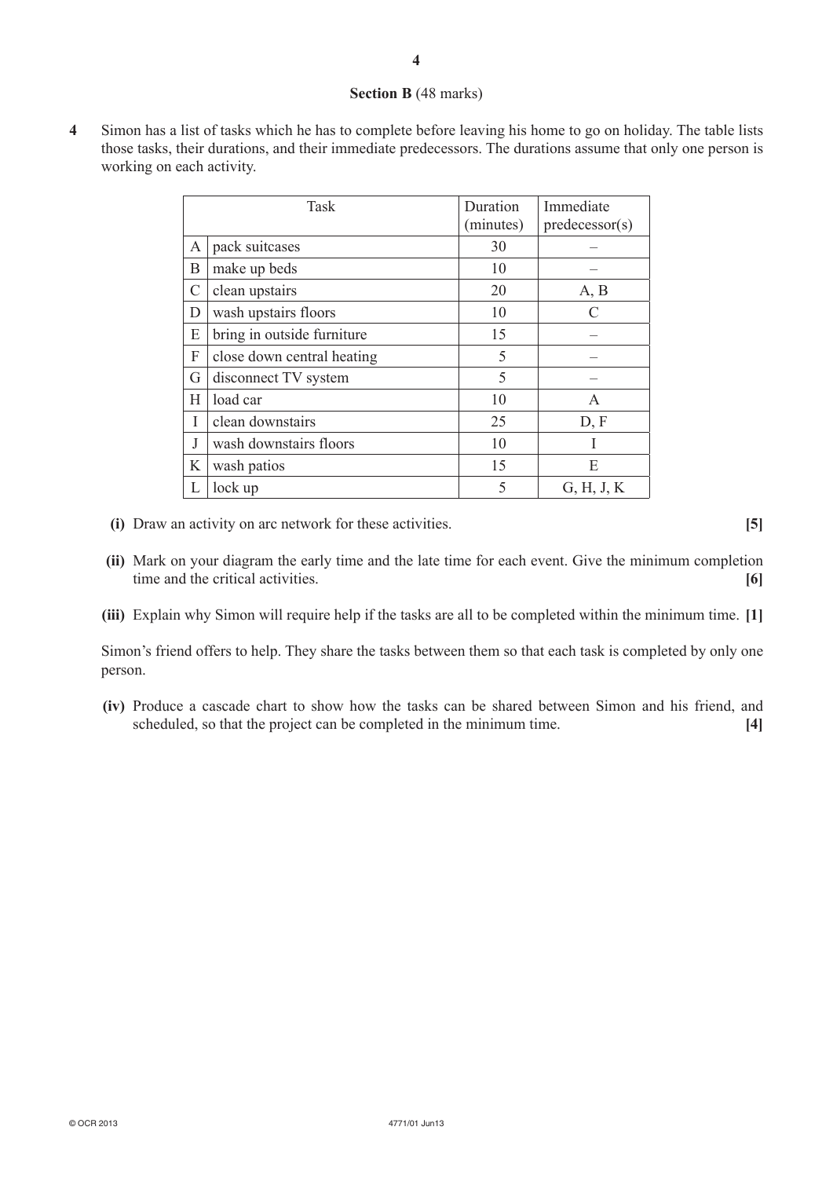## Section B (48 marks)

**4** Simon has a list of tasks which he has to complete before leaving his home to go on holiday. The table lists those tasks, their durations, and their immediate predecessors. The durations assume that only one person is working on each activity.

| | Task | Duration (minutes) | Immediate predecessor(s) |
|---|---|---|---|
| A | pack suitcases | 30 | – |
| B | make up beds | 10 | – |
| C | clean upstairs | 20 | A, B |
| D | wash upstairs floors | 10 | C |
| E | bring in outside furniture | 15 | – |
| F | close down central heating | 5 | – |
| G | disconnect TV system | 5 | – |
| H | load car | 10 | A |
| I | clean downstairs | 25 | D, F |
| J | wash downstairs floors | 10 | I |
| K | wash patios | 15 | E |
| L | lock up | 5 | G, H, J, K |

**(i)** Draw an activity on arc network for these activities. **[5]**

**(ii)** Mark on your diagram the early time and the late time for each event. Give the minimum completion time and the critical activities. **[6]**

**(iii)** Explain why Simon will require help if the tasks are all to be completed within the minimum time. **[1]**

Simon's friend offers to help. They share the tasks between them so that each task is completed by only one person.

**(iv)** Produce a cascade chart to show how the tasks can be shared between Simon and his friend, and scheduled, so that the project can be completed in the minimum time. **[4]**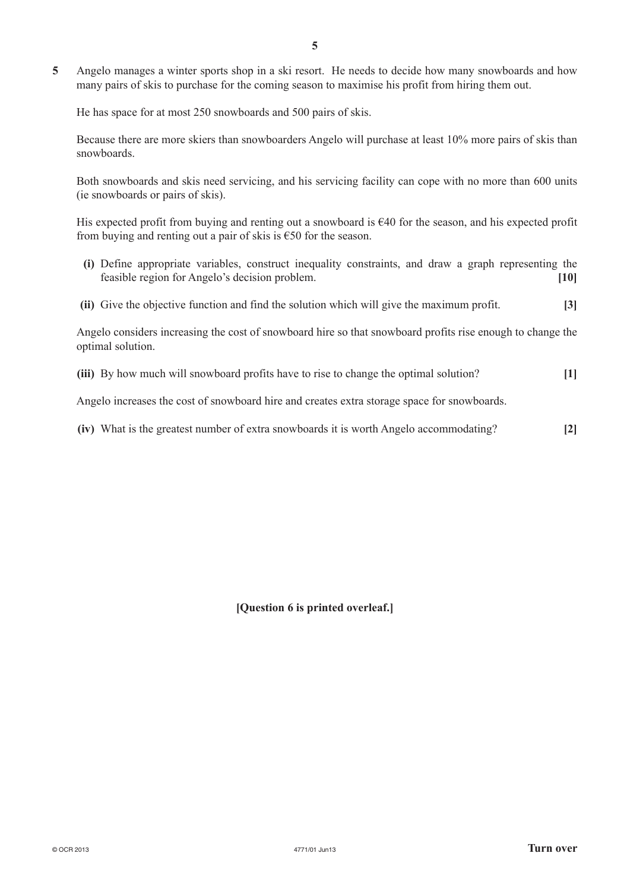**5** Angelo manages a winter sports shop in a ski resort. He needs to decide how many snowboards and how many pairs of skis to purchase for the coming season to maximise his profit from hiring them out.

He has space for at most 250 snowboards and 500 pairs of skis.

Because there are more skiers than snowboarders Angelo will purchase at least 10% more pairs of skis than snowboards.

Both snowboards and skis need servicing, and his servicing facility can cope with no more than 600 units (ie snowboards or pairs of skis).

His expected profit from buying and renting out a snowboard is €40 for the season, and his expected profit from buying and renting out a pair of skis is €50 for the season.

**(i)** Define appropriate variables, construct inequality constraints, and draw a graph representing the feasible region for Angelo's decision problem. **[10]**

**(ii)** Give the objective function and find the solution which will give the maximum profit. **[3]**

Angelo considers increasing the cost of snowboard hire so that snowboard profits rise enough to change the optimal solution.

**(iii)** By how much will snowboard profits have to rise to change the optimal solution? **[1]**

Angelo increases the cost of snowboard hire and creates extra storage space for snowboards.

**(iv)** What is the greatest number of extra snowboards it is worth Angelo accommodating? **[2]**

**[Question 6 is printed overleaf.]**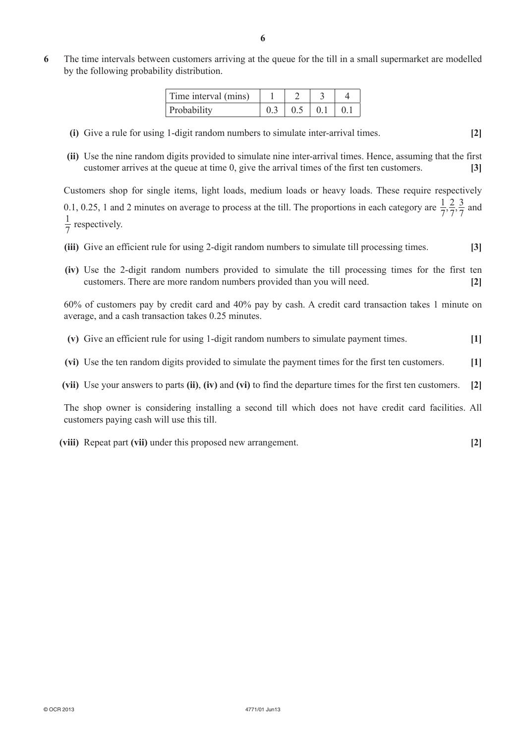**6** The time intervals between customers arriving at the queue for the till in a small supermarket are modelled by the following probability distribution.

| Time interval (mins) | 1 | 2 | 3 | 4 |
|---|---|---|---|---|
| Probability | 0.3 | 0.5 | 0.1 | 0.1 |

**(i)** Give a rule for using 1-digit random numbers to simulate inter-arrival times. **[2]**

**(ii)** Use the nine random digits provided to simulate nine inter-arrival times. Hence, assuming that the first customer arrives at the queue at time 0, give the arrival times of the first ten customers. **[3]**

Customers shop for single items, light loads, medium loads or heavy loads. These require respectively 0.1, 0.25, 1 and 2 minutes on average to process at the till. The proportions in each category are $\frac{1}{7}, \frac{2}{7}, \frac{3}{7}$ and $\frac{1}{7}$ respectively.

**(iii)** Give an efficient rule for using 2-digit random numbers to simulate till processing times. **[3]**

**(iv)** Use the 2-digit random numbers provided to simulate the till processing times for the first ten customers. There are more random numbers provided than you will need. **[2]**

60% of customers pay by credit card and 40% pay by cash. A credit card transaction takes 1 minute on average, and a cash transaction takes 0.25 minutes.

**(v)** Give an efficient rule for using 1-digit random numbers to simulate payment times. **[1]**

**(vi)** Use the ten random digits provided to simulate the payment times for the first ten customers. **[1]**

**(vii)** Use your answers to parts **(ii)**, **(iv)** and **(vi)** to find the departure times for the first ten customers. **[2]**

The shop owner is considering installing a second till which does not have credit card facilities. All customers paying cash will use this till.

**(viii)** Repeat part **(vii)** under this proposed new arrangement. **[2]**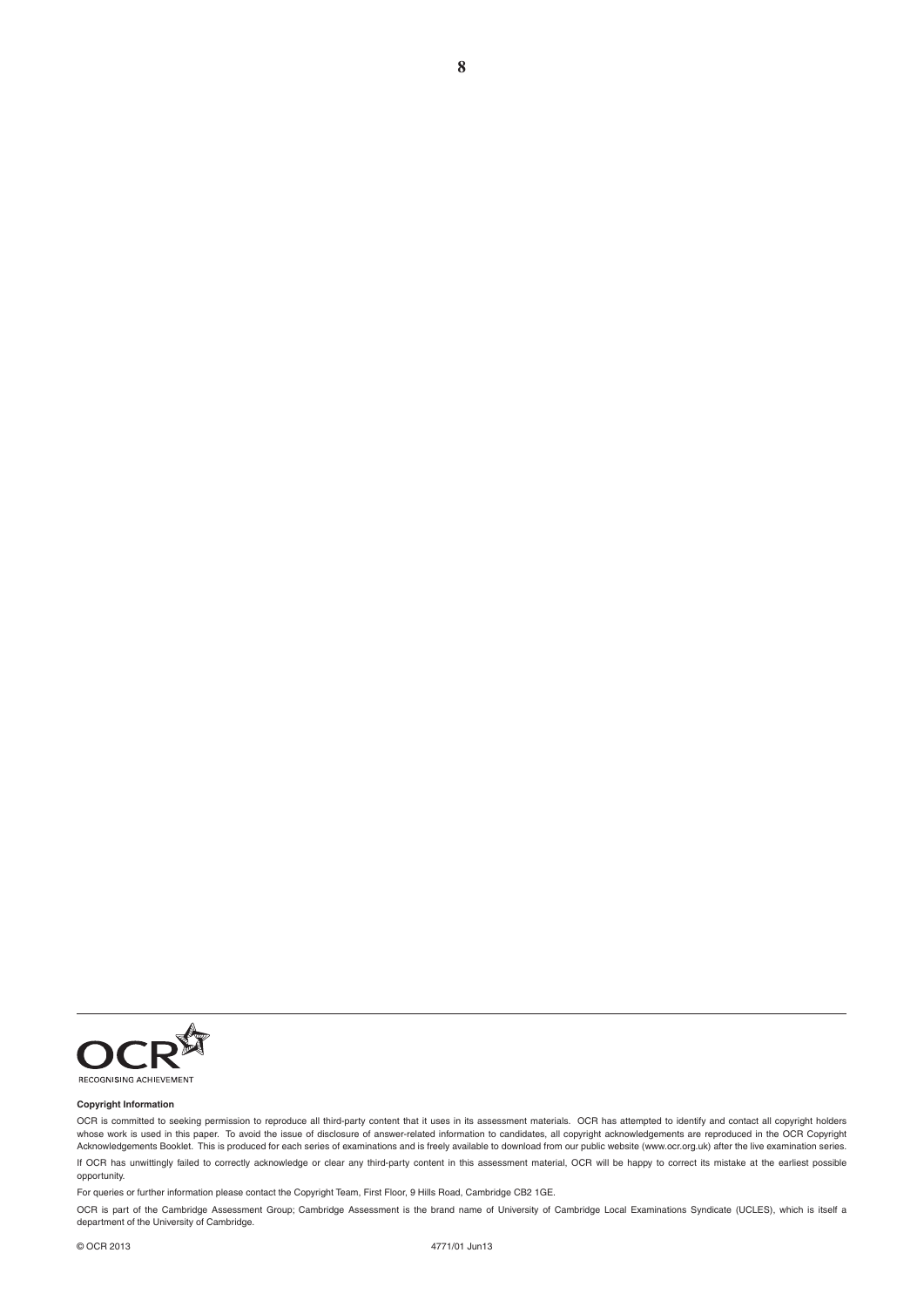OCR
RECOGNISING ACHIEVEMENT

**Copyright Information**

OCR is committed to seeking permission to reproduce all third-party content that it uses in its assessment materials. OCR has attempted to identify and contact all copyright holders whose work is used in this paper. To avoid the issue of disclosure of answer-related information to candidates, all copyright acknowledgements are reproduced in the OCR Copyright Acknowledgements Booklet. This is produced for each series of examinations and is freely available to download from our public website (www.ocr.org.uk) after the live examination series.

If OCR has unwittingly failed to correctly acknowledge or clear any third-party content in this assessment material, OCR will be happy to correct its mistake at the earliest possible opportunity.

For queries or further information please contact the Copyright Team, First Floor, 9 Hills Road, Cambridge CB2 1GE.

OCR is part of the Cambridge Assessment Group; Cambridge Assessment is the brand name of University of Cambridge Local Examinations Syndicate (UCLES), which is itself a department of the University of Cambridge.

© OCR 2013 4771/01 Jun13